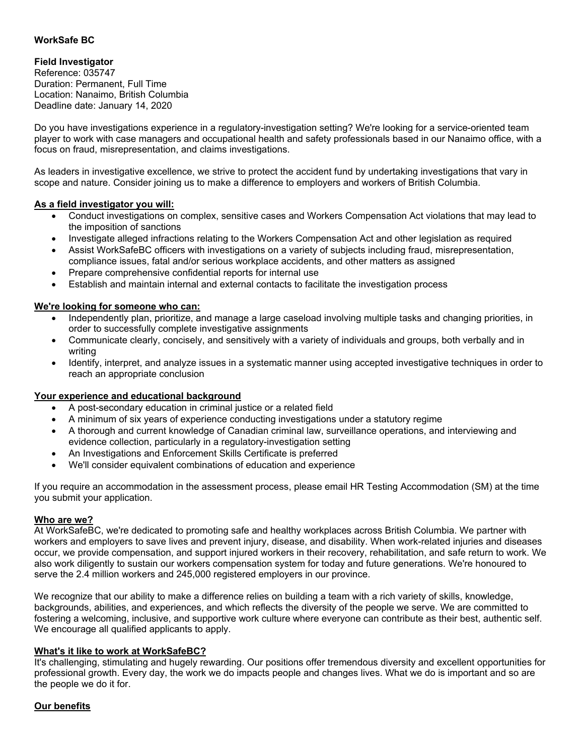**WorkSafe BC**

**Field Investigator**
Reference: 035747
Duration: Permanent, Full Time
Location: Nanaimo, British Columbia
Deadline date: January 14, 2020

Do you have investigations experience in a regulatory-investigation setting? We're looking for a service-oriented team player to work with case managers and occupational health and safety professionals based in our Nanaimo office, with a focus on fraud, misrepresentation, and claims investigations.

As leaders in investigative excellence, we strive to protect the accident fund by undertaking investigations that vary in scope and nature. Consider joining us to make a difference to employers and workers of British Columbia.

## As a field investigator you will:

- Conduct investigations on complex, sensitive cases and Workers Compensation Act violations that may lead to the imposition of sanctions
- Investigate alleged infractions relating to the Workers Compensation Act and other legislation as required
- Assist WorkSafeBC officers with investigations on a variety of subjects including fraud, misrepresentation, compliance issues, fatal and/or serious workplace accidents, and other matters as assigned
- Prepare comprehensive confidential reports for internal use
- Establish and maintain internal and external contacts to facilitate the investigation process

## We're looking for someone who can:

- Independently plan, prioritize, and manage a large caseload involving multiple tasks and changing priorities, in order to successfully complete investigative assignments
- Communicate clearly, concisely, and sensitively with a variety of individuals and groups, both verbally and in writing
- Identify, interpret, and analyze issues in a systematic manner using accepted investigative techniques in order to reach an appropriate conclusion

## Your experience and educational background

- A post-secondary education in criminal justice or a related field
- A minimum of six years of experience conducting investigations under a statutory regime
- A thorough and current knowledge of Canadian criminal law, surveillance operations, and interviewing and evidence collection, particularly in a regulatory-investigation setting
- An Investigations and Enforcement Skills Certificate is preferred
- We'll consider equivalent combinations of education and experience

If you require an accommodation in the assessment process, please email HR Testing Accommodation (SM) at the time you submit your application.

## Who are we?

At WorkSafeBC, we're dedicated to promoting safe and healthy workplaces across British Columbia. We partner with workers and employers to save lives and prevent injury, disease, and disability. When work-related injuries and diseases occur, we provide compensation, and support injured workers in their recovery, rehabilitation, and safe return to work. We also work diligently to sustain our workers compensation system for today and future generations. We're honoured to serve the 2.4 million workers and 245,000 registered employers in our province.

We recognize that our ability to make a difference relies on building a team with a rich variety of skills, knowledge, backgrounds, abilities, and experiences, and which reflects the diversity of the people we serve. We are committed to fostering a welcoming, inclusive, and supportive work culture where everyone can contribute as their best, authentic self. We encourage all qualified applicants to apply.

## What's it like to work at WorkSafeBC?

It's challenging, stimulating and hugely rewarding. Our positions offer tremendous diversity and excellent opportunities for professional growth. Every day, the work we do impacts people and changes lives. What we do is important and so are the people we do it for.

## Our benefits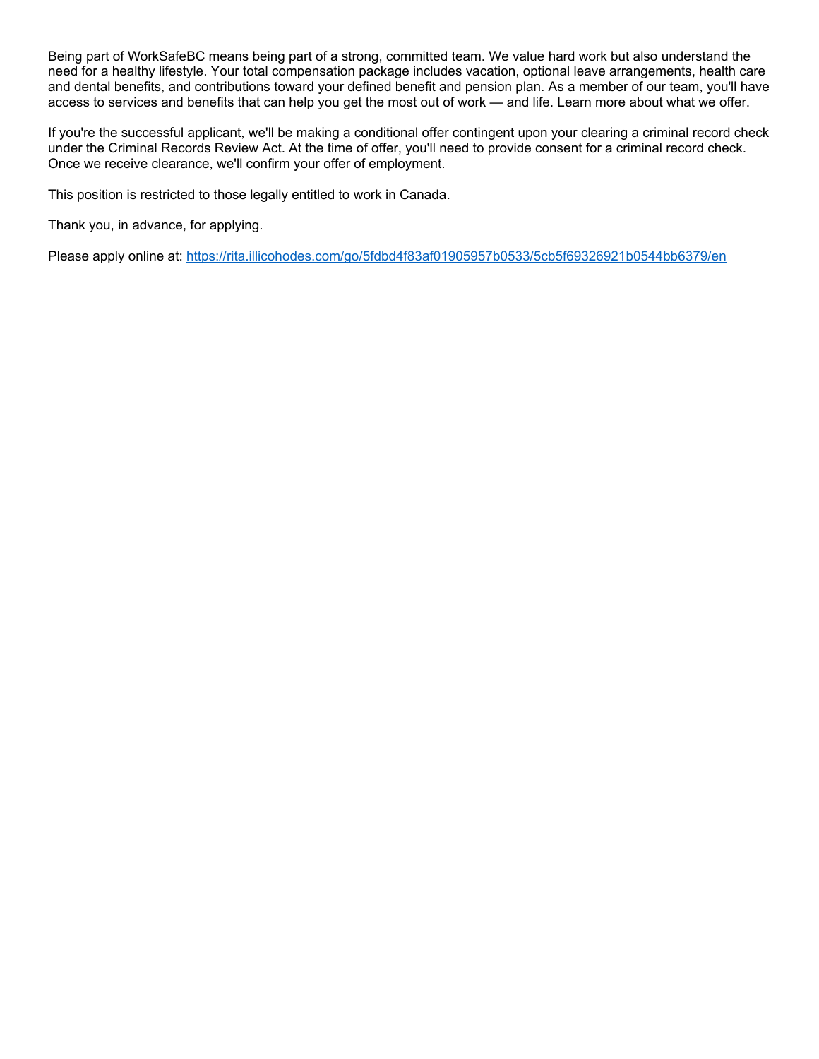Being part of WorkSafeBC means being part of a strong, committed team. We value hard work but also understand the need for a healthy lifestyle. Your total compensation package includes vacation, optional leave arrangements, health care and dental benefits, and contributions toward your defined benefit and pension plan. As a member of our team, you'll have access to services and benefits that can help you get the most out of work — and life. Learn more about what we offer.

If you're the successful applicant, we'll be making a conditional offer contingent upon your clearing a criminal record check under the Criminal Records Review Act. At the time of offer, you'll need to provide consent for a criminal record check. Once we receive clearance, we'll confirm your offer of employment.

This position is restricted to those legally entitled to work in Canada.

Thank you, in advance, for applying.

Please apply online at: [https://rita.illicohodes.com/go/5fdbd4f83af01905957b0533/5cb5f69326921b0544bb6379/en](https://rita.illicohodes.com/go/5fdbd4f83af01905957b0533/5cb5f69326921b0544bb6379/en)